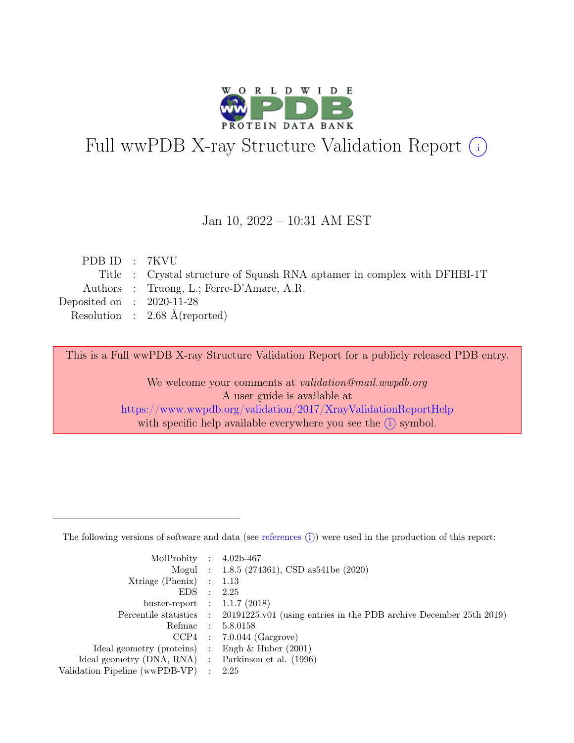# Full wwPDB X-ray Structure Validation Report (i)

Jan 10, 2022 – 10:31 AM EST

| | | |
|---|---|---|
| PDB ID | : | 7KVU |
| Title | : | Crystal structure of Squash RNA aptamer in complex with DFHBI-1T |
| Authors | : | Truong, L.; Ferre-D'Amare, A.R. |
| Deposited on | : | 2020-11-28 |
| Resolution | : | 2.68 Å(reported) |

This is a Full wwPDB X-ray Structure Validation Report for a publicly released PDB entry.

We welcome your comments at *validation@mail.wwpdb.org*
A user guide is available at
https://www.wwpdb.org/validation/2017/XrayValidationReportHelp
with specific help available everywhere you see the (i) symbol.

---

The following versions of software and data (see references (i)) were used in the production of this report:

| | | |
|---|---|---|
| MolProbity | : | 4.02b-467 |
| Mogul | : | 1.8.5 (274361), CSD as541be (2020) |
| Xtriage (Phenix) | : | 1.13 |
| EDS | : | 2.25 |
| buster-report | : | 1.1.7 (2018) |
| Percentile statistics | : | 20191225.v01 (using entries in the PDB archive December 25th 2019) |
| Refmac | : | 5.8.0158 |
| CCP4 | : | 7.0.044 (Gargrove) |
| Ideal geometry (proteins) | : | Engh & Huber (2001) |
| Ideal geometry (DNA, RNA) | : | Parkinson et al. (1996) |
| Validation Pipeline (wwPDB-VP) | : | 2.25 |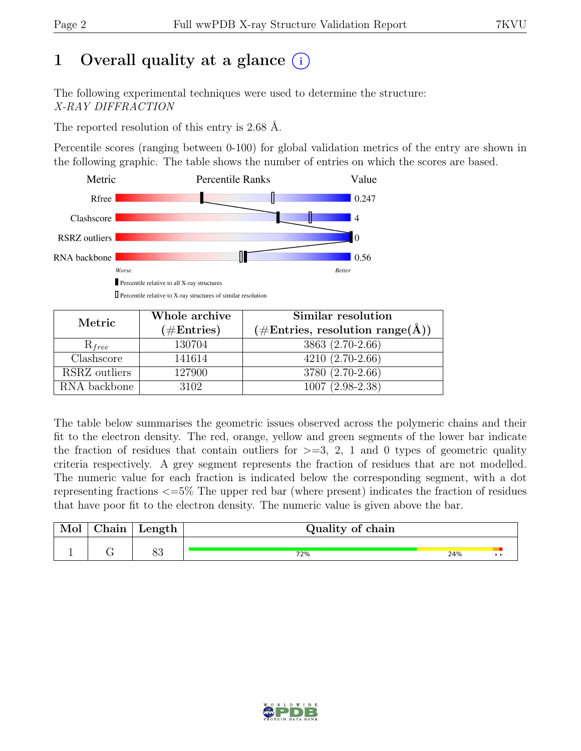# 1 Overall quality at a glance

The following experimental techniques were used to determine the structure:
*X-RAY DIFFRACTION*

The reported resolution of this entry is 2.68 Å.

Percentile scores (ranging between 0-100) for global validation metrics of the entry are shown in the following graphic. The table shows the number of entries on which the scores are based.

| Metric | Value |
|---|---|
| Rfree | 0.247 |
| Clashscore | 4 |
| RSRZ outliers | 0 |
| RNA backbone | 0.56 |

Worse — Better

Percentile relative to all X-ray structures

Percentile relative to X-ray structures of similar resolution

| Metric | Whole archive (#Entries) | Similar resolution (#Entries, resolution range(Å)) |
|---|---|---|
| $R_{free}$ | 130704 | 3863 (2.70-2.66) |
| Clashscore | 141614 | 4210 (2.70-2.66) |
| RSRZ outliers | 127900 | 3780 (2.70-2.66) |
| RNA backbone | 3102 | 1007 (2.98-2.38) |

The table below summarises the geometric issues observed across the polymeric chains and their fit to the electron density. The red, orange, yellow and green segments of the lower bar indicate the fraction of residues that contain outliers for >=3, 2, 1 and 0 types of geometric quality criteria respectively. A grey segment represents the fraction of residues that are not modelled. The numeric value for each fraction is indicated below the corresponding segment, with a dot representing fractions <=5% The upper red bar (where present) indicates the fraction of residues that have poor fit to the electron density. The numeric value is given above the bar.

| Mol | Chain | Length | Quality of chain |
|---|---|---|---|
| 1 | G | 83 | 72% 24% • • |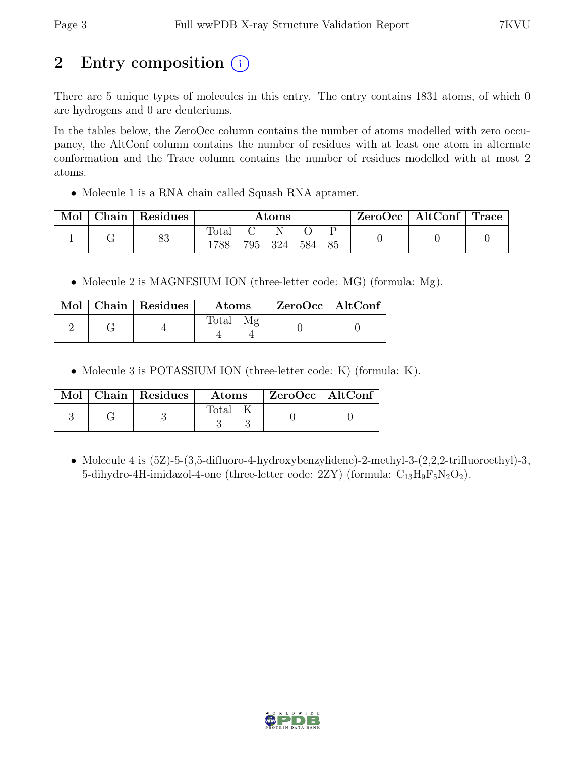# 2 Entry composition

There are 5 unique types of molecules in this entry. The entry contains 1831 atoms, of which 0 are hydrogens and 0 are deuteriums.

In the tables below, the ZeroOcc column contains the number of atoms modelled with zero occupancy, the AltConf column contains the number of residues with at least one atom in alternate conformation and the Trace column contains the number of residues modelled with at most 2 atoms.

- Molecule 1 is a RNA chain called Squash RNA aptamer.

| Mol | Chain | Residues | Atoms | | | | | ZeroOcc | AltConf | Trace |
|---|---|---|---|---|---|---|---|---|---|---|
| | | | Total | C | N | O | P | | | |
| 1 | G | 83 | 1788 | 795 | 324 | 584 | 85 | 0 | 0 | 0 |

- Molecule 2 is MAGNESIUM ION (three-letter code: MG) (formula: Mg).

| Mol | Chain | Residues | Atoms | | ZeroOcc | AltConf |
|---|---|---|---|---|---|---|
| | | | Total | Mg | | |
| 2 | G | 4 | 4 | 4 | 0 | 0 |

- Molecule 3 is POTASSIUM ION (three-letter code: K) (formula: K).

| Mol | Chain | Residues | Atoms | | ZeroOcc | AltConf |
|---|---|---|---|---|---|---|
| | | | Total | K | | |
| 3 | G | 3 | 3 | 3 | 0 | 0 |

- Molecule 4 is (5Z)-5-(3,5-difluoro-4-hydroxybenzylidene)-2-methyl-3-(2,2,2-trifluoroethyl)-3,5-dihydro-4H-imidazol-4-one (three-letter code: 2ZY) (formula: $C_{13}H_9F_5N_2O_2$).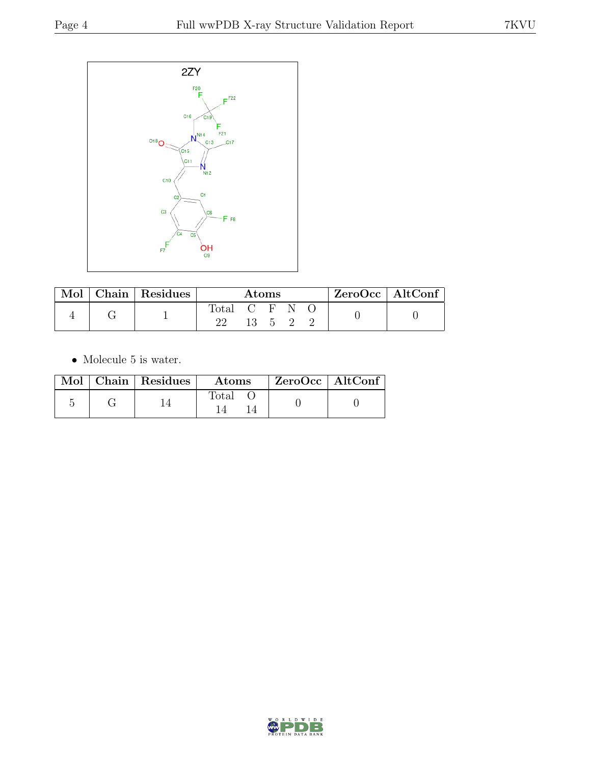| Mol | Chain | Residues | Atoms | | | | | ZeroOcc | AltConf |
|---|---|---|---|---|---|---|---|---|---|
| | | | Total | C | F | N | O | | |
| 4 | G | 1 | 22 | 13 | 5 | 2 | 2 | 0 | 0 |

- Molecule 5 is water.

| Mol | Chain | Residues | Atoms | | ZeroOcc | AltConf |
|---|---|---|---|---|---|---|
| | | | Total | O | | |
| 5 | G | 14 | 14 | 14 | 0 | 0 |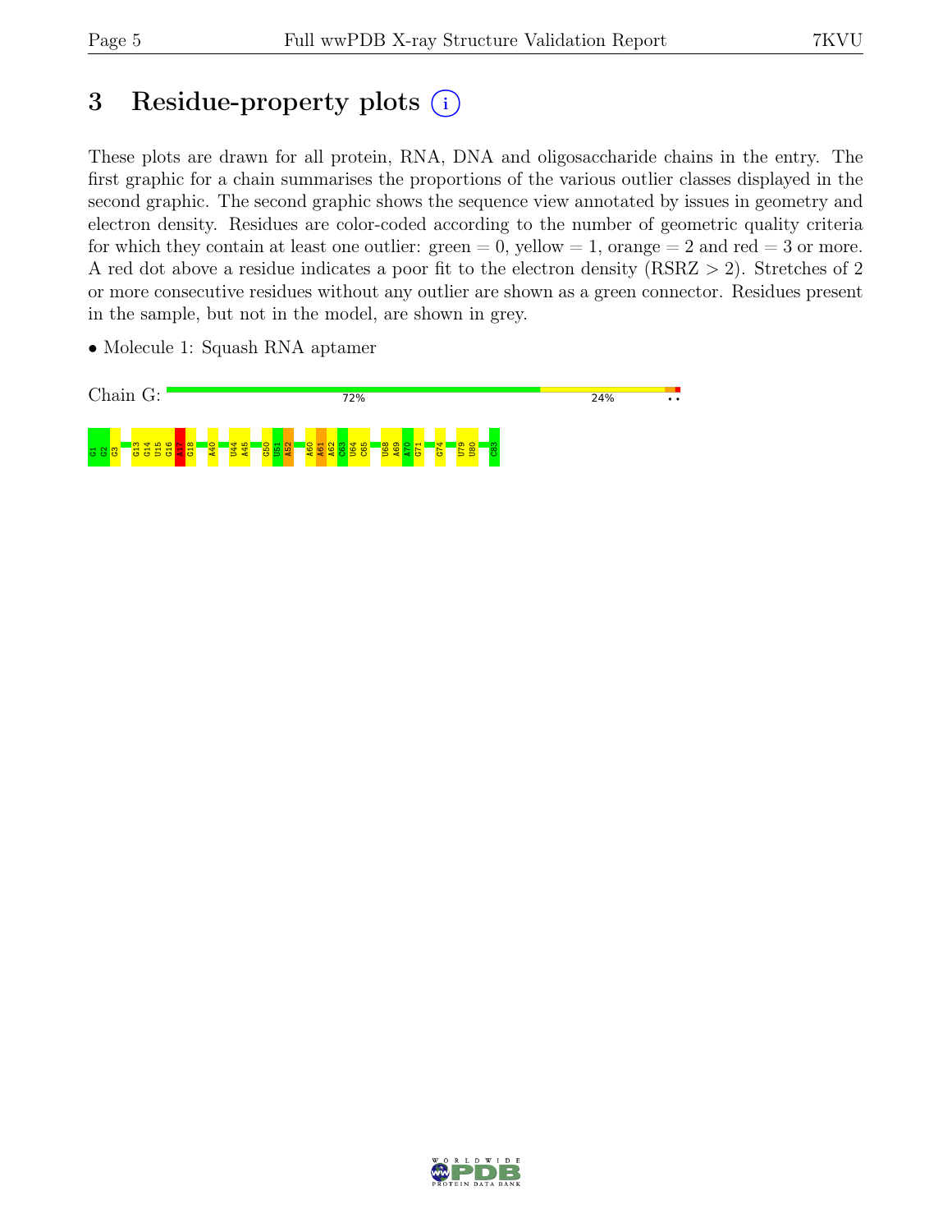# 3 Residue-property plots (i)

These plots are drawn for all protein, RNA, DNA and oligosaccharide chains in the entry. The first graphic for a chain summarises the proportions of the various outlier classes displayed in the second graphic. The second graphic shows the sequence view annotated by issues in geometry and electron density. Residues are color-coded according to the number of geometric quality criteria for which they contain at least one outlier: green = 0, yellow = 1, orange = 2 and red = 3 or more. A red dot above a residue indicates a poor fit to the electron density (RSRZ > 2). Stretches of 2 or more consecutive residues without any outlier are shown as a green connector. Residues present in the sample, but not in the model, are shown in grey.

- Molecule 1: Squash RNA aptamer

Chain G: 72% 24% • •

G1 G2 G3 G13 G14 U15 G16 A17 G18 A40 U44 A45 G50 U51 A52 A60 A61 A62 C63 U64 C65 U68 A69 A70 G71 G74 U79 U80 C83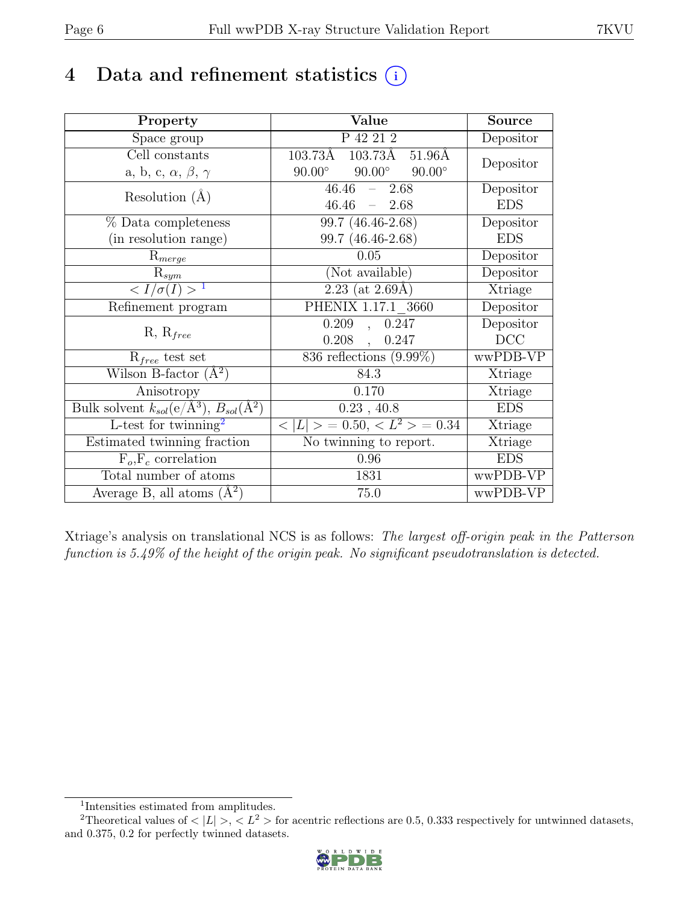# 4 Data and refinement statistics (i)

| Property | Value | Source |
|---|---|---|
| Space group | P 42 21 2 | Depositor |
| Cell constants<br>a, b, c, $\alpha$, $\beta$, $\gamma$ | 103.73Å 103.73Å 51.96Å<br>90.00° 90.00° 90.00° | Depositor |
| Resolution (Å) | 46.46 – 2.68<br>46.46 – 2.68 | Depositor<br>EDS |
| % Data completeness<br>(in resolution range) | 99.7 (46.46-2.68)<br>99.7 (46.46-2.68) | Depositor<br>EDS |
| $R_{merge}$ | 0.05 | Depositor |
| $R_{sym}$ | (Not available) | Depositor |
| $< I/\sigma(I) >$ [1] | 2.23 (at 2.69Å) | Xtriage |
| Refinement program | PHENIX 1.17.1_3660 | Depositor |
| R, $R_{free}$ | 0.209 , 0.247<br>0.208 , 0.247 | Depositor<br>DCC |
| $R_{free}$ test set | 836 reflections (9.99%) | wwPDB-VP |
| Wilson B-factor (Å$^2$) | 84.3 | Xtriage |
| Anisotropy | 0.170 | Xtriage |
| Bulk solvent $k_{sol}$(e/Å$^3$), $B_{sol}$(Å$^2$) | 0.23 , 40.8 | EDS |
| L-test for twinning[2] | $< \lvert L \rvert > = 0.50$, $< L^2 > = 0.34$ | Xtriage |
| Estimated twinning fraction | No twinning to report. | Xtriage |
| $F_o$,$F_c$ correlation | 0.96 | EDS |
| Total number of atoms | 1831 | wwPDB-VP |
| Average B, all atoms (Å$^2$) | 75.0 | wwPDB-VP |

Xtriage's analysis on translational NCS is as follows: *The largest off-origin peak in the Patterson function is 5.49% of the height of the origin peak. No significant pseudotranslation is detected.*

[1] Intensities estimated from amplitudes.

[2] Theoretical values of $< \lvert L \rvert >$, $< L^2 >$ for acentric reflections are 0.5, 0.333 respectively for untwinned datasets, and 0.375, 0.2 for perfectly twinned datasets.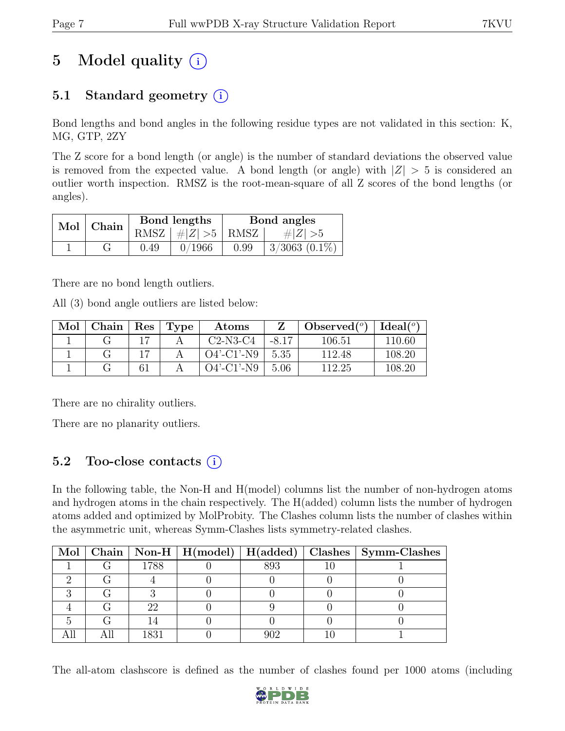# 5 Model quality (i)

## 5.1 Standard geometry (i)

Bond lengths and bond angles in the following residue types are not validated in this section: K, MG, GTP, 2ZY

The Z score for a bond length (or angle) is the number of standard deviations the observed value is removed from the expected value. A bond length (or angle) with $|Z| > 5$ is considered an outlier worth inspection. RMSZ is the root-mean-square of all Z scores of the bond lengths (or angles).

| Mol | Chain | Bond lengths | | Bond angles | |
|---|---|---|---|---|---|
| | | RMSZ | #$\|Z\|$ >5 | RMSZ | #$\|Z\|$ >5 |
| 1 | G | 0.49 | 0/1966 | 0.99 | 3/3063 (0.1%) |

There are no bond length outliers.

All (3) bond angle outliers are listed below:

| Mol | Chain | Res | Type | Atoms | Z | Observed(°) | Ideal(°) |
|---|---|---|---|---|---|---|---|
| 1 | G | 17 | A | C2-N3-C4 | -8.17 | 106.51 | 110.60 |
| 1 | G | 17 | A | O4'-C1'-N9 | 5.35 | 112.48 | 108.20 |
| 1 | G | 61 | A | O4'-C1'-N9 | 5.06 | 112.25 | 108.20 |

There are no chirality outliers.

There are no planarity outliers.

## 5.2 Too-close contacts (i)

In the following table, the Non-H and H(model) columns list the number of non-hydrogen atoms and hydrogen atoms in the chain respectively. The H(added) column lists the number of hydrogen atoms added and optimized by MolProbity. The Clashes column lists the number of clashes within the asymmetric unit, whereas Symm-Clashes lists symmetry-related clashes.

| Mol | Chain | Non-H | H(model) | H(added) | Clashes | Symm-Clashes |
|---|---|---|---|---|---|---|
| 1 | G | 1788 | 0 | 893 | 10 | 1 |
| 2 | G | 4 | 0 | 0 | 0 | 0 |
| 3 | G | 3 | 0 | 0 | 0 | 0 |
| 4 | G | 22 | 0 | 9 | 0 | 0 |
| 5 | G | 14 | 0 | 0 | 0 | 0 |
| All | All | 1831 | 0 | 902 | 10 | 1 |

The all-atom clashscore is defined as the number of clashes found per 1000 atoms (including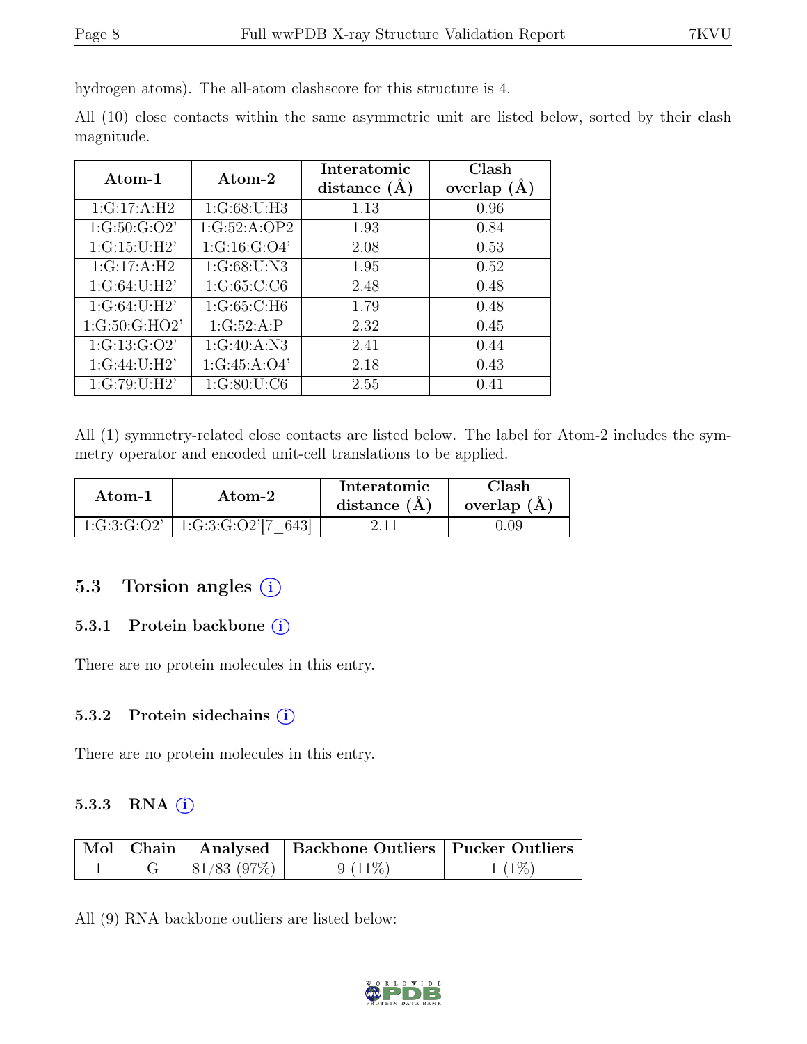hydrogen atoms). The all-atom clashscore for this structure is 4.

All (10) close contacts within the same asymmetric unit are listed below, sorted by their clash magnitude.

| Atom-1 | Atom-2 | Interatomic distance (Å) | Clash overlap (Å) |
|---|---|---|---|
| 1:G:17:A:H2 | 1:G:68:U:H3 | 1.13 | 0.96 |
| 1:G:50:G:O2' | 1:G:52:A:OP2 | 1.93 | 0.84 |
| 1:G:15:U:H2' | 1:G:16:G:O4' | 2.08 | 0.53 |
| 1:G:17:A:H2 | 1:G:68:U:N3 | 1.95 | 0.52 |
| 1:G:64:U:H2' | 1:G:65:C:C6 | 2.48 | 0.48 |
| 1:G:64:U:H2' | 1:G:65:C:H6 | 1.79 | 0.48 |
| 1:G:50:G:HO2' | 1:G:52:A:P | 2.32 | 0.45 |
| 1:G:13:G:O2' | 1:G:40:A:N3 | 2.41 | 0.44 |
| 1:G:44:U:H2' | 1:G:45:A:O4' | 2.18 | 0.43 |
| 1:G:79:U:H2' | 1:G:80:U:C6 | 2.55 | 0.41 |

All (1) symmetry-related close contacts are listed below. The label for Atom-2 includes the symmetry operator and encoded unit-cell translations to be applied.

| Atom-1 | Atom-2 | Interatomic distance (Å) | Clash overlap (Å) |
|---|---|---|---|
| 1:G:3:G:O2' | 1:G:3:G:O2'[7_643] | 2.11 | 0.09 |

### 5.3 Torsion angles

#### 5.3.1 Protein backbone

There are no protein molecules in this entry.

#### 5.3.2 Protein sidechains

There are no protein molecules in this entry.

#### 5.3.3 RNA

| Mol | Chain | Analysed | Backbone Outliers | Pucker Outliers |
|---|---|---|---|---|
| 1 | G | 81/83 (97%) | 9 (11%) | 1 (1%) |

All (9) RNA backbone outliers are listed below: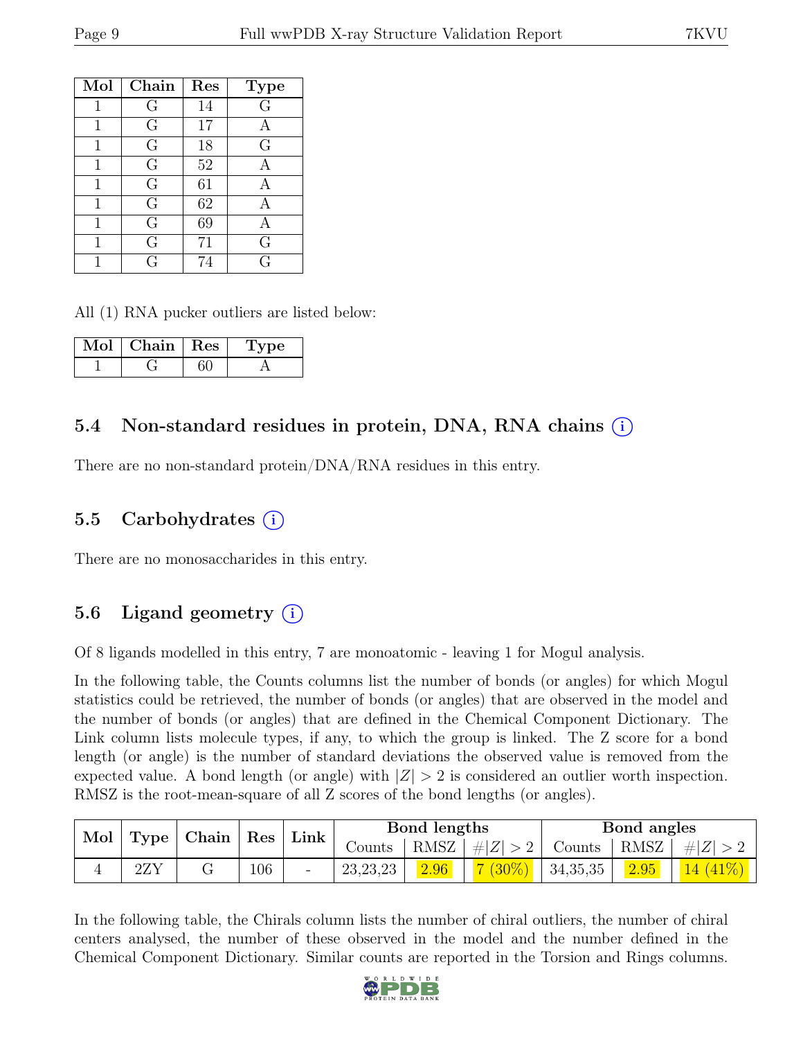| Mol | Chain | Res | Type |
|---|---|---|---|
| 1 | G | 14 | G |
| 1 | G | 17 | A |
| 1 | G | 18 | G |
| 1 | G | 52 | A |
| 1 | G | 61 | A |
| 1 | G | 62 | A |
| 1 | G | 69 | A |
| 1 | G | 71 | G |
| 1 | G | 74 | G |

All (1) RNA pucker outliers are listed below:

| Mol | Chain | Res | Type |
|---|---|---|---|
| 1 | G | 60 | A |

### 5.4 Non-standard residues in protein, DNA, RNA chains (i)

There are no non-standard protein/DNA/RNA residues in this entry.

### 5.5 Carbohydrates (i)

There are no monosaccharides in this entry.

### 5.6 Ligand geometry (i)

Of 8 ligands modelled in this entry, 7 are monoatomic - leaving 1 for Mogul analysis.

In the following table, the Counts columns list the number of bonds (or angles) for which Mogul statistics could be retrieved, the number of bonds (or angles) that are observed in the model and the number of bonds (or angles) that are defined in the Chemical Component Dictionary. The Link column lists molecule types, if any, to which the group is linked. The Z score for a bond length (or angle) is the number of standard deviations the observed value is removed from the expected value. A bond length (or angle) with $|Z| > 2$ is considered an outlier worth inspection. RMSZ is the root-mean-square of all Z scores of the bond lengths (or angles).

| Mol | Type | Chain | Res | Link | Bond lengths | | | Bond angles | | |
|---|---|---|---|---|---|---|---|---|---|---|
| | | | | | Counts | RMSZ | $\#\|Z\|>2$ | Counts | RMSZ | $\#\|Z\|>2$ |
| 4 | 2ZY | G | 106 | - | 23,23,23 | 2.96 | 7 (30%) | 34,35,35 | 2.95 | 14 (41%) |

In the following table, the Chirals column lists the number of chiral outliers, the number of chiral centers analysed, the number of these observed in the model and the number defined in the Chemical Component Dictionary. Similar counts are reported in the Torsion and Rings columns.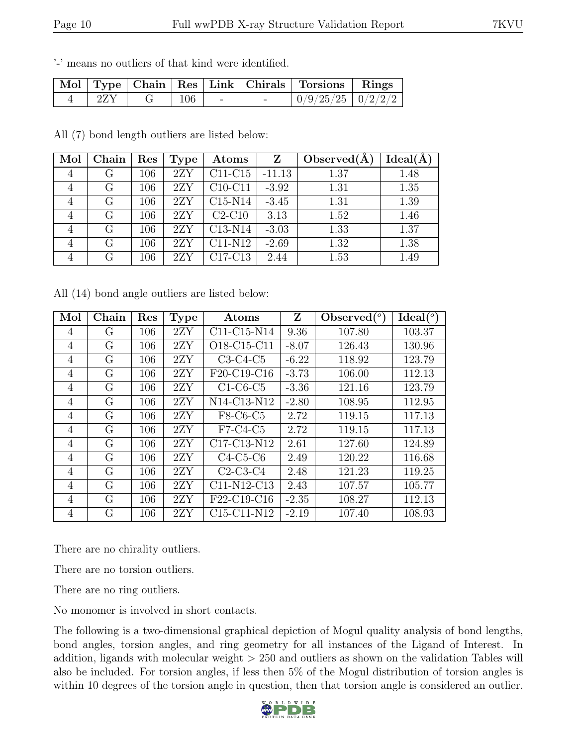'-' means no outliers of that kind were identified.

| Mol | Type | Chain | Res | Link | Chirals | Torsions | Rings |
|---|---|---|---|---|---|---|---|
| 4 | 2ZY | G | 106 | - | - | 0/9/25/25 | 0/2/2/2 |

All (7) bond length outliers are listed below:

| Mol | Chain | Res | Type | Atoms | Z | Observed(Å) | Ideal(Å) |
|---|---|---|---|---|---|---|---|
| 4 | G | 106 | 2ZY | C11-C15 | -11.13 | 1.37 | 1.48 |
| 4 | G | 106 | 2ZY | C10-C11 | -3.92 | 1.31 | 1.35 |
| 4 | G | 106 | 2ZY | C15-N14 | -3.45 | 1.31 | 1.39 |
| 4 | G | 106 | 2ZY | C2-C10 | 3.13 | 1.52 | 1.46 |
| 4 | G | 106 | 2ZY | C13-N14 | -3.03 | 1.33 | 1.37 |
| 4 | G | 106 | 2ZY | C11-N12 | -2.69 | 1.32 | 1.38 |
| 4 | G | 106 | 2ZY | C17-C13 | 2.44 | 1.53 | 1.49 |

All (14) bond angle outliers are listed below:

| Mol | Chain | Res | Type | Atoms | Z | Observed(°) | Ideal(°) |
|---|---|---|---|---|---|---|---|
| 4 | G | 106 | 2ZY | C11-C15-N14 | 9.36 | 107.80 | 103.37 |
| 4 | G | 106 | 2ZY | O18-C15-C11 | -8.07 | 126.43 | 130.96 |
| 4 | G | 106 | 2ZY | C3-C4-C5 | -6.22 | 118.92 | 123.79 |
| 4 | G | 106 | 2ZY | F20-C19-C16 | -3.73 | 106.00 | 112.13 |
| 4 | G | 106 | 2ZY | C1-C6-C5 | -3.36 | 121.16 | 123.79 |
| 4 | G | 106 | 2ZY | N14-C13-N12 | -2.80 | 108.95 | 112.95 |
| 4 | G | 106 | 2ZY | F8-C6-C5 | 2.72 | 119.15 | 117.13 |
| 4 | G | 106 | 2ZY | F7-C4-C5 | 2.72 | 119.15 | 117.13 |
| 4 | G | 106 | 2ZY | C17-C13-N12 | 2.61 | 127.60 | 124.89 |
| 4 | G | 106 | 2ZY | C4-C5-C6 | 2.49 | 120.22 | 116.68 |
| 4 | G | 106 | 2ZY | C2-C3-C4 | 2.48 | 121.23 | 119.25 |
| 4 | G | 106 | 2ZY | C11-N12-C13 | 2.43 | 107.57 | 105.77 |
| 4 | G | 106 | 2ZY | F22-C19-C16 | -2.35 | 108.27 | 112.13 |
| 4 | G | 106 | 2ZY | C15-C11-N12 | -2.19 | 107.40 | 108.93 |

There are no chirality outliers.

There are no torsion outliers.

There are no ring outliers.

No monomer is involved in short contacts.

The following is a two-dimensional graphical depiction of Mogul quality analysis of bond lengths, bond angles, torsion angles, and ring geometry for all instances of the Ligand of Interest. In addition, ligands with molecular weight > 250 and outliers as shown on the validation Tables will also be included. For torsion angles, if less then 5% of the Mogul distribution of torsion angles is within 10 degrees of the torsion angle in question, then that torsion angle is considered an outlier.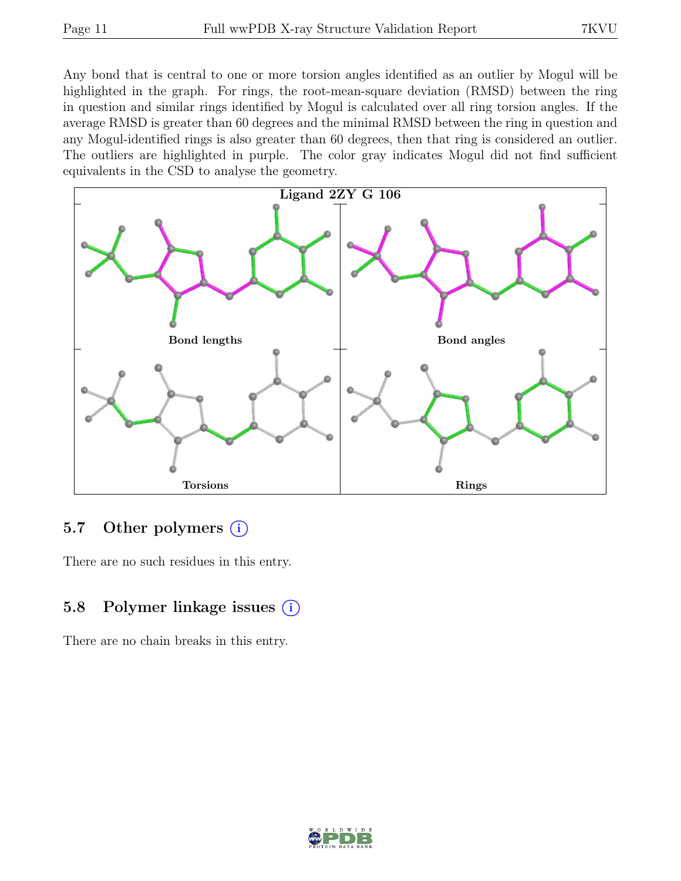Any bond that is central to one or more torsion angles identified as an outlier by Mogul will be highlighted in the graph. For rings, the root-mean-square deviation (RMSD) between the ring in question and similar rings identified by Mogul is calculated over all ring torsion angles. If the average RMSD is greater than 60 degrees and the minimal RMSD between the ring in question and any Mogul-identified rings is also greater than 60 degrees, then that ring is considered an outlier. The outliers are highlighted in purple. The color gray indicates Mogul did not find sufficient equivalents in the CSD to analyse the geometry.

**Ligand 2ZY G 106**

Bond lengths

Bond angles

Torsions

Rings

## 5.7 Other polymers

There are no such residues in this entry.

## 5.8 Polymer linkage issues

There are no chain breaks in this entry.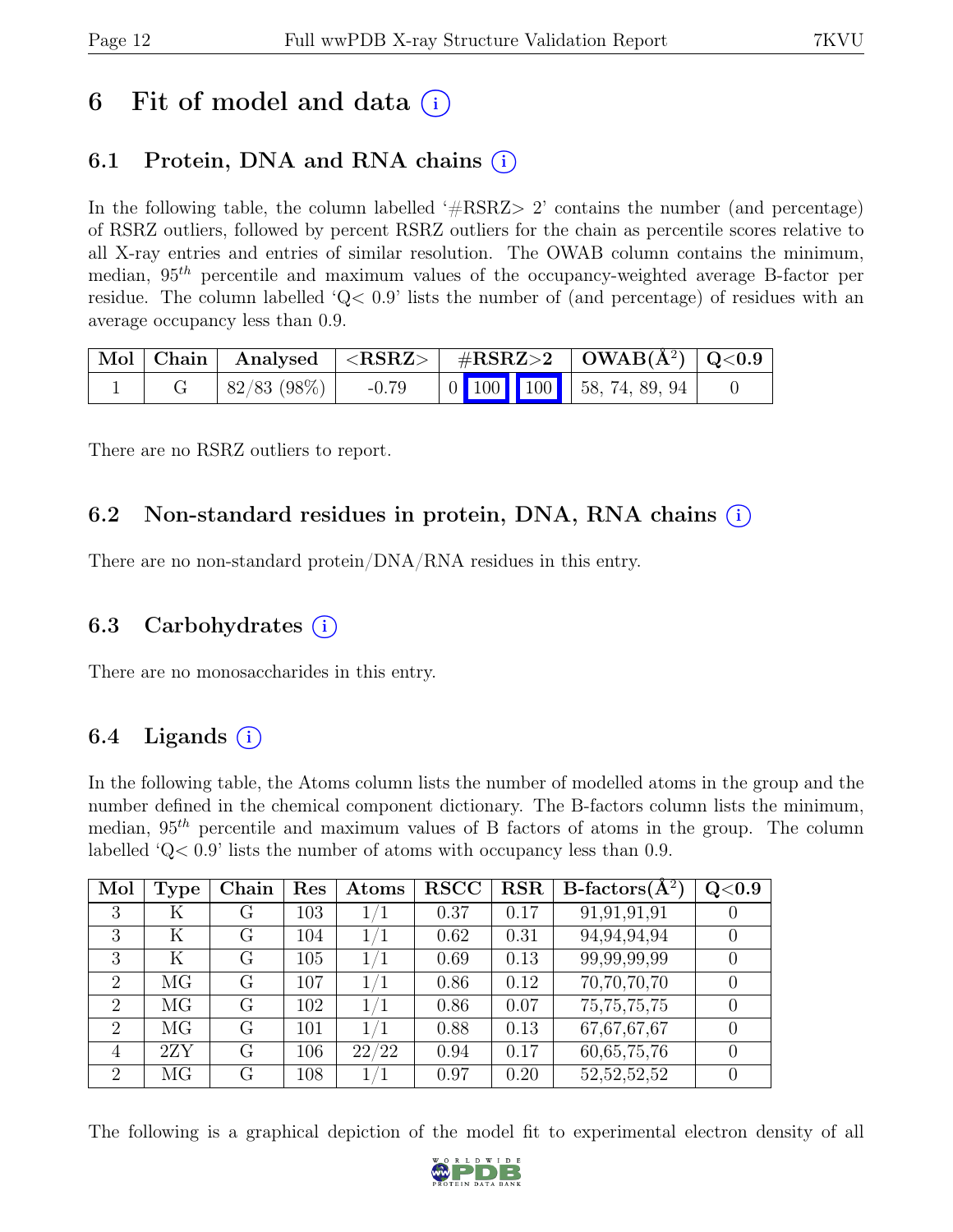# 6 Fit of model and data (i)

## 6.1 Protein, DNA and RNA chains (i)

In the following table, the column labelled '#RSRZ> 2' contains the number (and percentage) of RSRZ outliers, followed by percent RSRZ outliers for the chain as percentile scores relative to all X-ray entries and entries of similar resolution. The OWAB column contains the minimum, median, $95^{th}$ percentile and maximum values of the occupancy-weighted average B-factor per residue. The column labelled 'Q< 0.9' lists the number of (and percentage) of residues with an average occupancy less than 0.9.

| Mol | Chain | Analysed | <RSRZ> | #RSRZ>2 | | | OWAB(Å$^2$) | Q<0.9 |
|---|---|---|---|---|---|---|---|---|
| 1 | G | 82/83 (98%) | -0.79 | 0 | 100 | 100 | 58, 74, 89, 94 | 0 |

There are no RSRZ outliers to report.

## 6.2 Non-standard residues in protein, DNA, RNA chains (i)

There are no non-standard protein/DNA/RNA residues in this entry.

## 6.3 Carbohydrates (i)

There are no monosaccharides in this entry.

## 6.4 Ligands (i)

In the following table, the Atoms column lists the number of modelled atoms in the group and the number defined in the chemical component dictionary. The B-factors column lists the minimum, median, $95^{th}$ percentile and maximum values of B factors of atoms in the group. The column labelled 'Q< 0.9' lists the number of atoms with occupancy less than 0.9.

| Mol | Type | Chain | Res | Atoms | RSCC | RSR | B-factors(Å$^2$) | Q<0.9 |
|---|---|---|---|---|---|---|---|---|
| 3 | K | G | 103 | 1/1 | 0.37 | 0.17 | 91,91,91,91 | 0 |
| 3 | K | G | 104 | 1/1 | 0.62 | 0.31 | 94,94,94,94 | 0 |
| 3 | K | G | 105 | 1/1 | 0.69 | 0.13 | 99,99,99,99 | 0 |
| 2 | MG | G | 107 | 1/1 | 0.86 | 0.12 | 70,70,70,70 | 0 |
| 2 | MG | G | 102 | 1/1 | 0.86 | 0.07 | 75,75,75,75 | 0 |
| 2 | MG | G | 101 | 1/1 | 0.88 | 0.13 | 67,67,67,67 | 0 |
| 4 | 2ZY | G | 106 | 22/22 | 0.94 | 0.17 | 60,65,75,76 | 0 |
| 2 | MG | G | 108 | 1/1 | 0.97 | 0.20 | 52,52,52,52 | 0 |

The following is a graphical depiction of the model fit to experimental electron density of all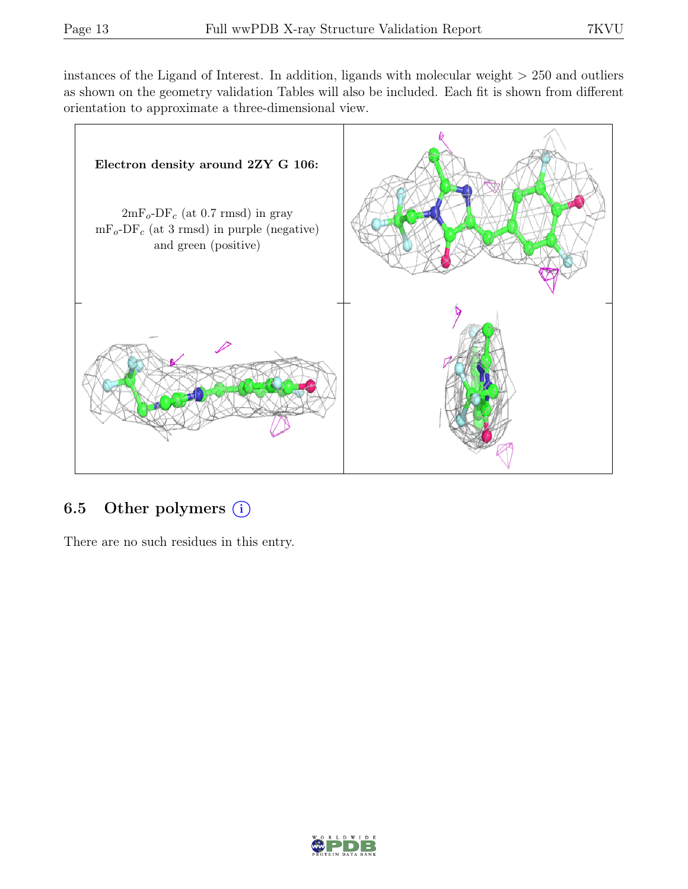instances of the Ligand of Interest. In addition, ligands with molecular weight > 250 and outliers as shown on the geometry validation Tables will also be included. Each fit is shown from different orientation to approximate a three-dimensional view.

**Electron density around 2ZY G 106:**

$2mF_o$-$DF_c$ (at 0.7 rmsd) in gray
$mF_o$-$DF_c$ (at 3 rmsd) in purple (negative) and green (positive)

## 6.5 Other polymers (i)

There are no such residues in this entry.